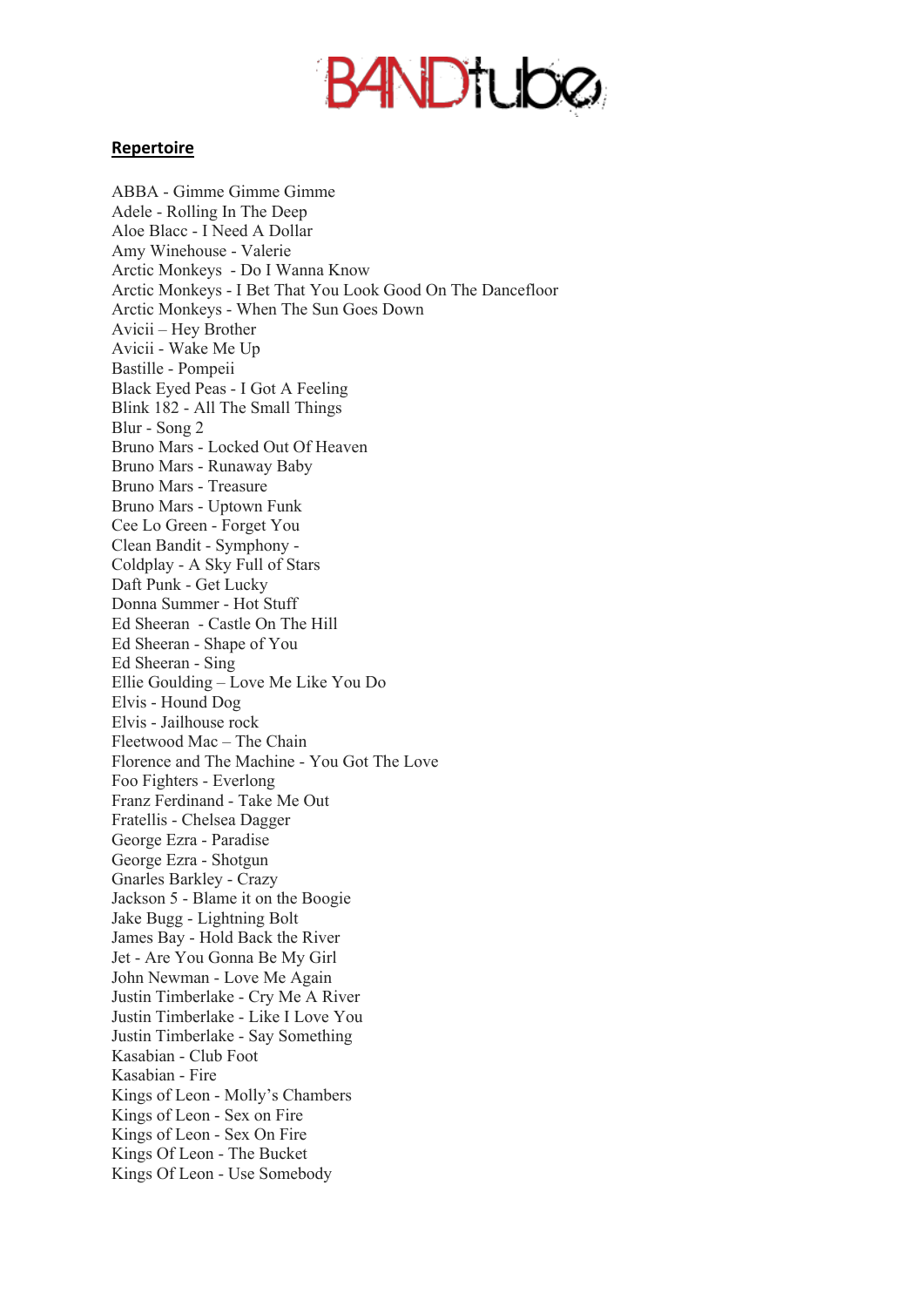# BANDtube

**Repertoire**

ABBA - Gimme Gimme Gimme
Adele - Rolling In The Deep
Aloe Blacc - I Need A Dollar
Amy Winehouse - Valerie
Arctic Monkeys - Do I Wanna Know
Arctic Monkeys - I Bet That You Look Good On The Dancefloor
Arctic Monkeys - When The Sun Goes Down
Avicii – Hey Brother
Avicii - Wake Me Up
Bastille - Pompeii
Black Eyed Peas - I Got A Feeling
Blink 182 - All The Small Things
Blur - Song 2
Bruno Mars - Locked Out Of Heaven
Bruno Mars - Runaway Baby
Bruno Mars - Treasure
Bruno Mars - Uptown Funk
Cee Lo Green - Forget You
Clean Bandit - Symphony -
Coldplay - A Sky Full of Stars
Daft Punk - Get Lucky
Donna Summer - Hot Stuff
Ed Sheeran - Castle On The Hill
Ed Sheeran - Shape of You
Ed Sheeran - Sing
Ellie Goulding – Love Me Like You Do
Elvis - Hound Dog
Elvis - Jailhouse rock
Fleetwood Mac – The Chain
Florence and The Machine - You Got The Love
Foo Fighters - Everlong
Franz Ferdinand - Take Me Out
Fratellis - Chelsea Dagger
George Ezra - Paradise
George Ezra - Shotgun
Gnarles Barkley - Crazy
Jackson 5 - Blame it on the Boogie
Jake Bugg - Lightning Bolt
James Bay - Hold Back the River
Jet - Are You Gonna Be My Girl
John Newman - Love Me Again
Justin Timberlake - Cry Me A River
Justin Timberlake - Like I Love You
Justin Timberlake - Say Something
Kasabian - Club Foot
Kasabian - Fire
Kings of Leon - Molly's Chambers
Kings of Leon - Sex on Fire
Kings of Leon - Sex On Fire
Kings Of Leon - The Bucket
Kings Of Leon - Use Somebody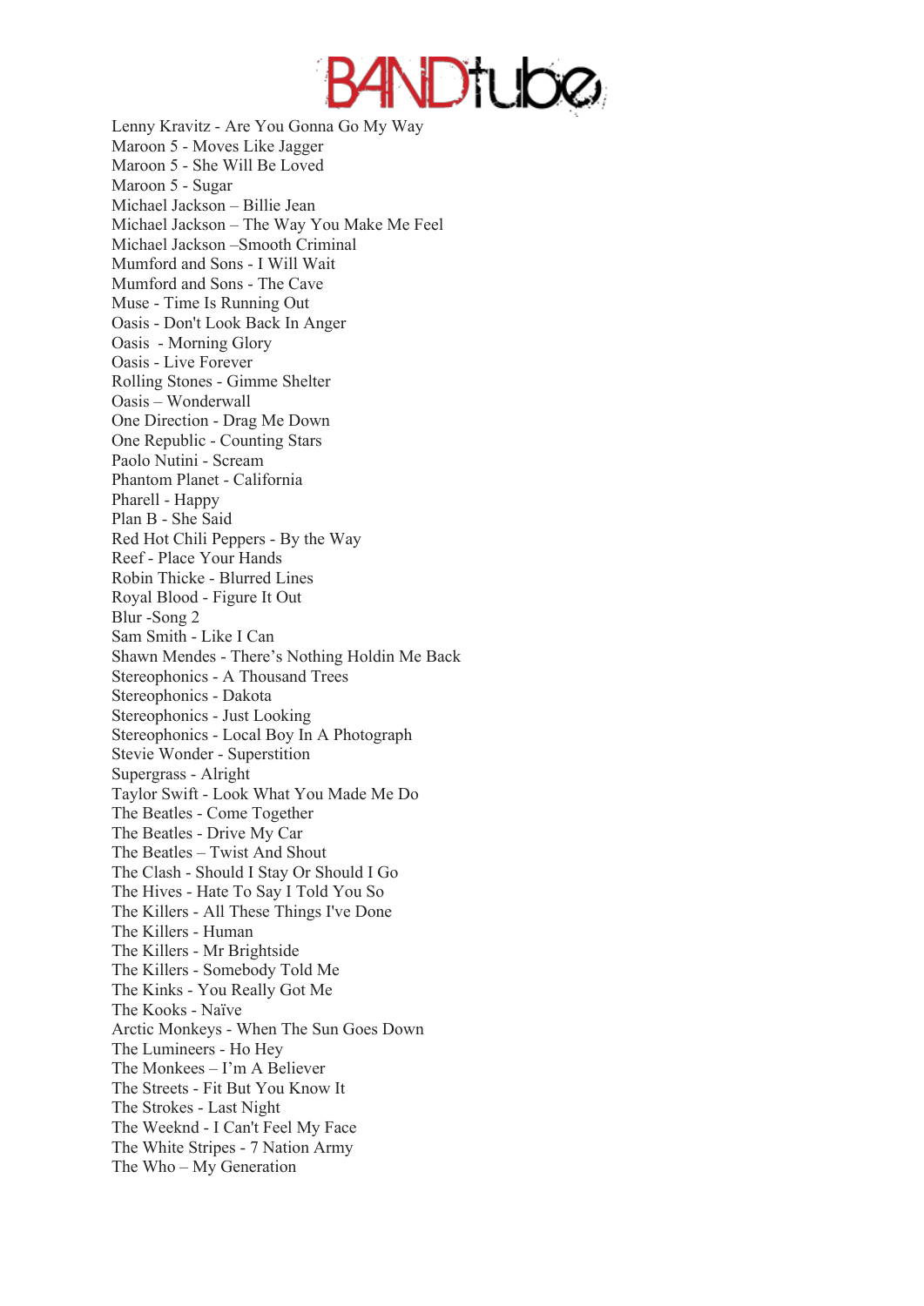# BANDtube

Lenny Kravitz - Are You Gonna Go My Way
Maroon 5 - Moves Like Jagger
Maroon 5 - She Will Be Loved
Maroon 5 - Sugar
Michael Jackson – Billie Jean
Michael Jackson – The Way You Make Me Feel
Michael Jackson –Smooth Criminal
Mumford and Sons - I Will Wait
Mumford and Sons - The Cave
Muse - Time Is Running Out
Oasis - Don't Look Back In Anger
Oasis  - Morning Glory
Oasis - Live Forever
Rolling Stones - Gimme Shelter
Oasis – Wonderwall
One Direction - Drag Me Down
One Republic - Counting Stars
Paolo Nutini - Scream
Phantom Planet - California
Pharell - Happy
Plan B - She Said
Red Hot Chili Peppers - By the Way
Reef - Place Your Hands
Robin Thicke - Blurred Lines
Royal Blood - Figure It Out
Blur -Song 2
Sam Smith - Like I Can
Shawn Mendes - There's Nothing Holdin Me Back
Stereophonics - A Thousand Trees
Stereophonics - Dakota
Stereophonics - Just Looking
Stereophonics - Local Boy In A Photograph
Stevie Wonder - Superstition
Supergrass - Alright
Taylor Swift - Look What You Made Me Do
The Beatles - Come Together
The Beatles - Drive My Car
The Beatles – Twist And Shout
The Clash - Should I Stay Or Should I Go
The Hives - Hate To Say I Told You So
The Killers - All These Things I've Done
The Killers - Human
The Killers - Mr Brightside
The Killers - Somebody Told Me
The Kinks - You Really Got Me
The Kooks - Naïve
Arctic Monkeys - When The Sun Goes Down
The Lumineers - Ho Hey
The Monkees – I'm A Believer
The Streets - Fit But You Know It
The Strokes - Last Night
The Weeknd - I Can't Feel My Face
The White Stripes - 7 Nation Army
The Who – My Generation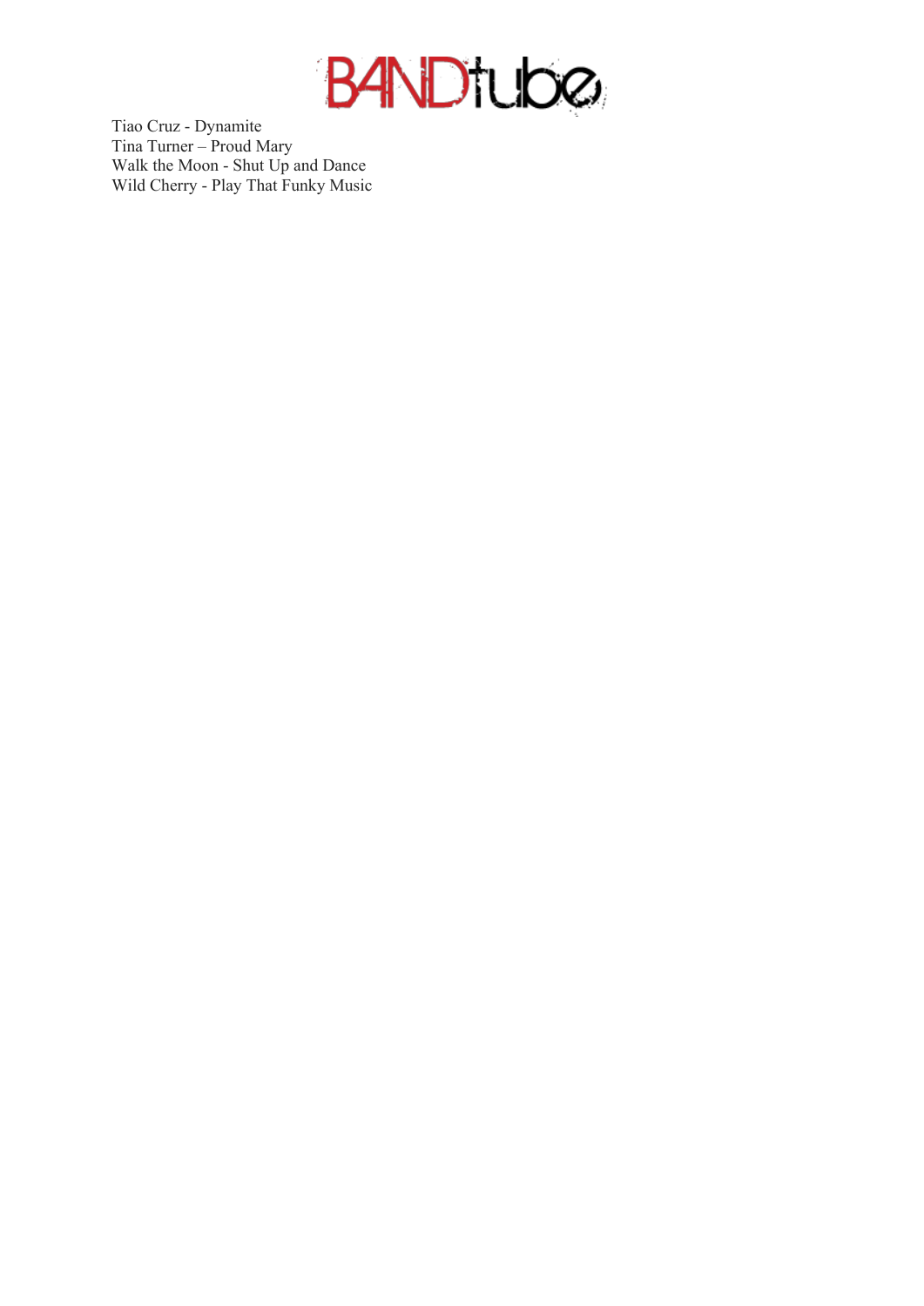Tiao Cruz - Dynamite
Tina Turner – Proud Mary
Walk the Moon - Shut Up and Dance
Wild Cherry - Play That Funky Music